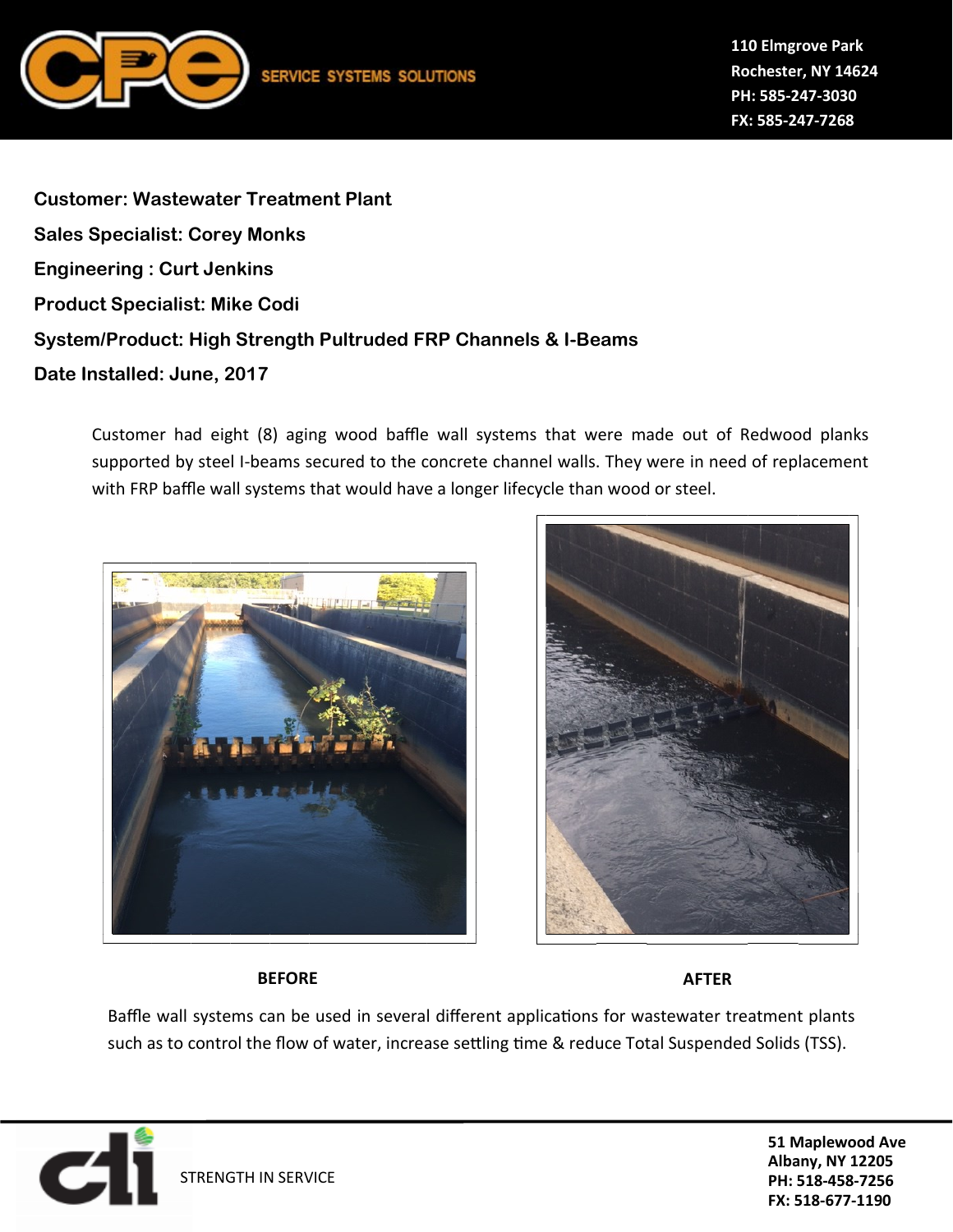**Customer: Wastewater Treatment Plant**

**Sales Specialist: Corey Monks**

**Engineering : Curt Jenkins**

**Product Specialist: Mike Codi**

**System/Product: High Strength Pultruded FRP Channels & I-Beams**

**Date Installed: June, 2017**

Customer had eight (8) aging wood baffle wall systems that were made out of Redwood planks supported by steel I-beams secured to the concrete channel walls. They were in need of replacement with FRP baffle wall systems that would have a longer lifecycle than wood or steel.

**BEFORE** **AFTER**

Baffle wall systems can be used in several different applications for wastewater treatment plants such as to control the flow of water, increase settling time & reduce Total Suspended Solids (TSS).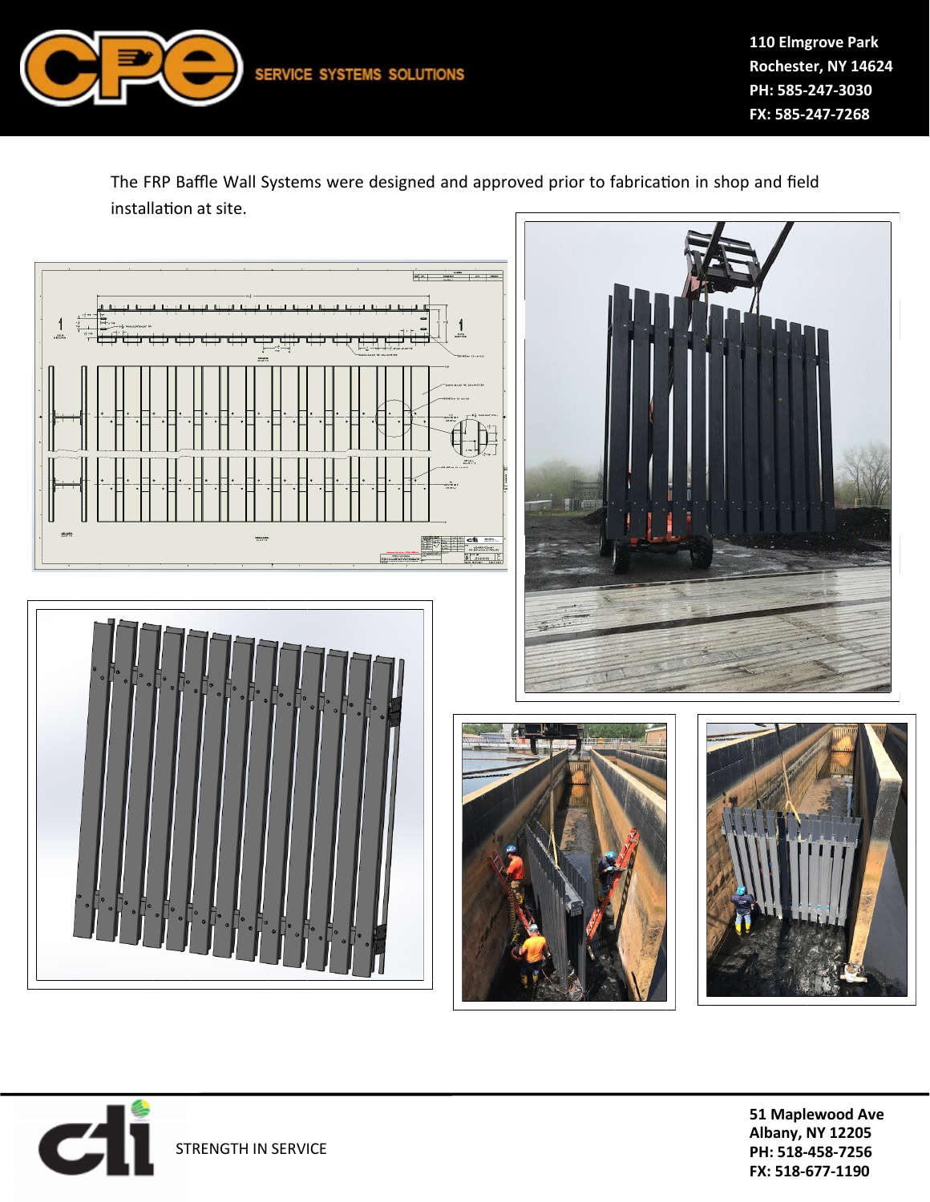The FRP Baffle Wall Systems were designed and approved prior to fabrication in shop and field installation at site.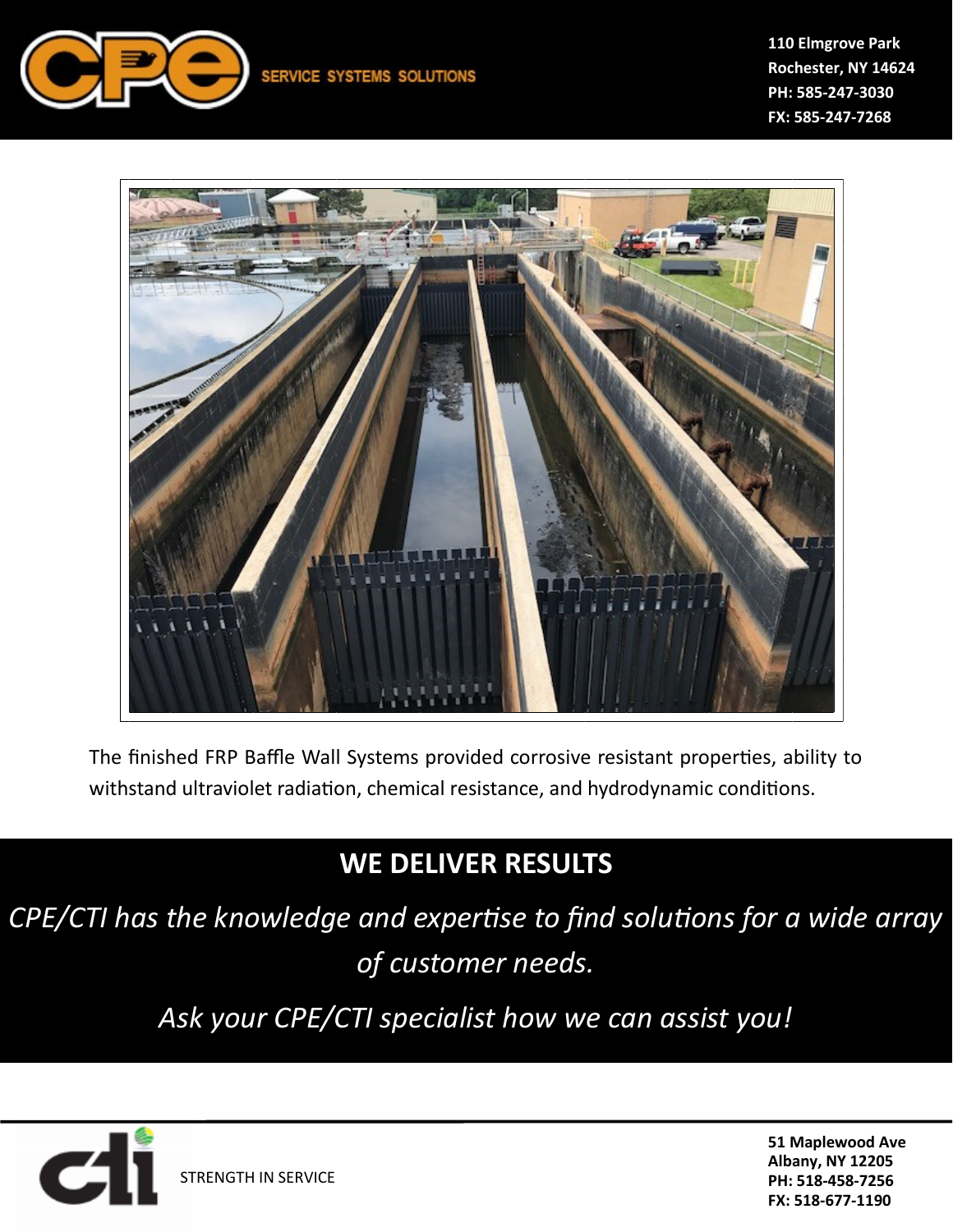The finished FRP Baffle Wall Systems provided corrosive resistant properties, ability to withstand ultraviolet radiation, chemical resistance, and hydrodynamic conditions.

## WE DELIVER RESULTS

*CPE/CTI has the knowledge and expertise to find solutions for a wide array of customer needs.*

*Ask your CPE/CTI specialist how we can assist you!*